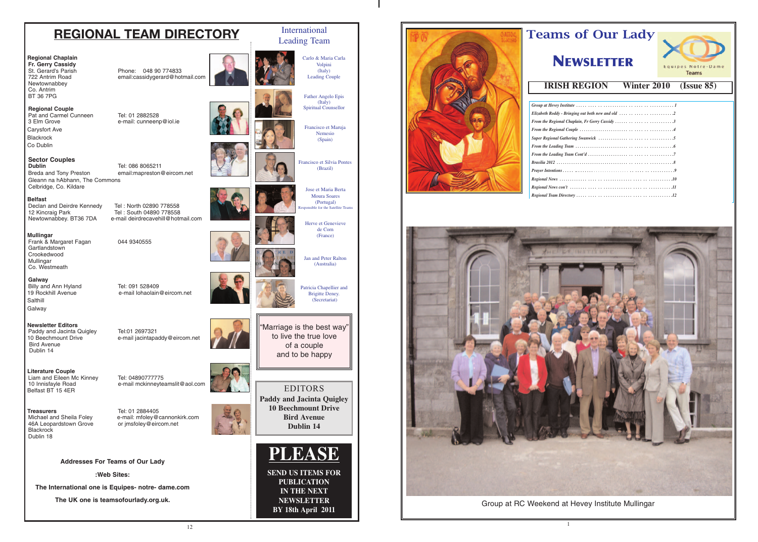# REGIONAL TEAM DIRECTORY

**Regional Chaplain**
**Fr. Gerry Cassidy**
St. Gerard's Parish
722 Antrim Road
Newtownabbey
Co. Antrim
BT 36 7PG

Phone: 048 90 774833
email:cassidygerard@hotmail.com

**Regional Couple**
Pat and Carmel Cunneen
3 Elm Grove
Carysfort Ave
Blackrock
Co Dublin

Tel: 01 2882528
e-mail: cunneenp@iol.ie

**Sector Couples**

**Dublin**
Breda and Tony Preston
Gleann na hAbhann, The Commons
Celbridge, Co. Kildare

Tel: 086 8065211
email:mapreston@eircom.net

**Belfast**
Declan and Deirdre Kennedy
12 Kincraig Park
Newtownabbey. BT36 7DA

Tel : North 02890 778558
Tel : South 04890 778558
e-mail deirdrecavehill@hotmail.com

**Mullingar**
Frank & Margaret Fagan
Gartlandstown
Crookedwood
Mullingar
Co. Westmeath

044 9340555

**Galway**
Billy and Ann Hyland
19 Rockhill Avenue
Salthill
Galway

Tel: 091 528409
e-mail lohaolain@eircom.net

**Newsletter Editors**
Paddy and Jacinta Quigley
10 Beechmount Drive
Bird Avenue
Dublin 14

Tel:01 2697321
e-mail jacintapaddy@eircom.net

**Literature Couple**
Liam and Eileen Mc Kinney
10 Innisfayle Road
Belfast BT 15 4ER

Tel: 04890777775
e-mail mckinneyteamslit@aol.com

**Treasurers**
Michael and Sheila Foley
46A Leopardstown Grove
Blackrock
Dublin 18

Tel: 01 2884405
e-mail: mfoley@cannonkirk.com
or jmsfoley@eircom.net

**Addresses For Teams of Our Lady**

**:Web Sites:**

**The International one is Equipes- notre- dame.com**

**The UK one is teamsofourlady.org.uk.**

## International Leading Team

Carlo & Maria Carla Volpini (Italy) Leading Couple

Father Angelo Epis (Italy) Spiritual Counsellor

Francisco et Maruja Nemesio (Spain)

Francisco et Silvia Pontes (Brazil)

Jose et Maria Berta Moura Soares (Portugal) Responsible for the Satellite Teams

Herve et Genevieve de Corn (France)

Jan and Peter Ralton (Australia)

Patricia Chapellier and Brigitte Deney. (Secretariat)

"Marriage is the best way" to live the true love of a couple and to be happy

EDITORS
**Paddy and Jacinta Quigley**
**10 Beechmount Drive**
**Bird Avenue**
**Dublin 14**

# PLEASE

**SEND US ITEMS FOR PUBLICATION IN THE NEXT NEWSLETTER BY 18th April 2011**

# Teams of Our Lady

# NEWSLETTER

Equipes Notre-Dame Teams

**IRISH REGION Winter 2010 (Issue 85)**

*Group at Hevey Institute .......... 1*
*Elizabeth Roddy - Bringing out both new and old .......... 2*
*From the Regional Chaplain, Fr Gerry Cassidy .......... 3*
*From the Regional Couple .......... 4*
*Super Regional Gathering Swanwick .......... 5*
*From the Leading Team .......... 6*
*From the Leading Team Cont'd .......... 7*
*Brasilia 2012 .......... 8*
*Prayer Intentions .......... 9*
*Regional News .......... 10*
*Regional News con't .......... 11*
*Regional Team Directory .......... 12*

Group at RC Weekend at Hevey Institute Mullingar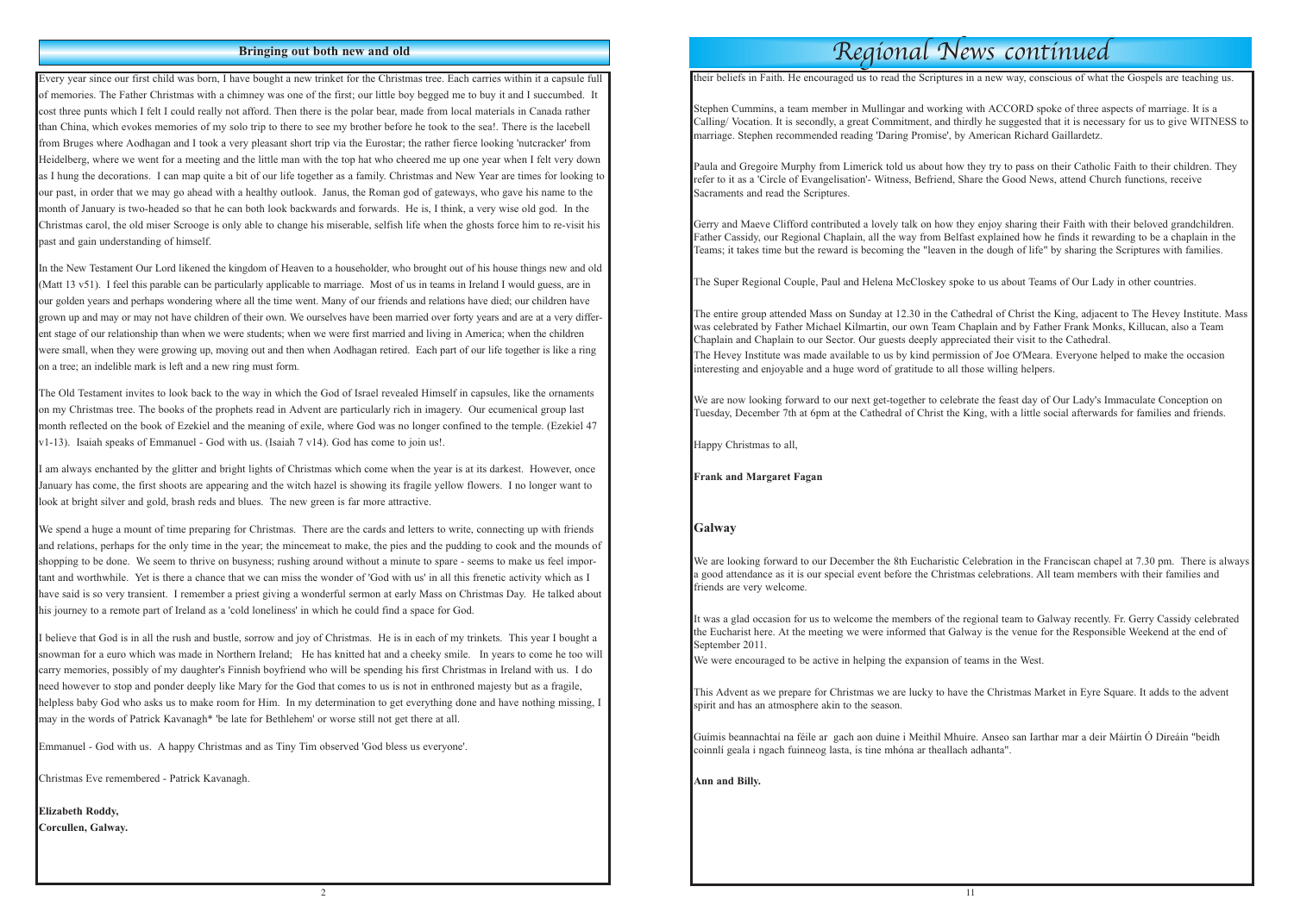## Bringing out both new and old

Every year since our first child was born, I have bought a new trinket for the Christmas tree. Each carries within it a capsule full of memories. The Father Christmas with a chimney was one of the first; our little boy begged me to buy it and I succumbed. It cost three punts which I felt I could really not afford. Then there is the polar bear, made from local materials in Canada rather than China, which evokes memories of my solo trip to there to see my brother before he took to the sea!. There is the lacebell from Bruges where Aodhagan and I took a very pleasant short trip via the Eurostar; the rather fierce looking 'nutcracker' from Heidelberg, where we went for a meeting and the little man with the top hat who cheered me up one year when I felt very down as I hung the decorations. I can map quite a bit of our life together as a family. Christmas and New Year are times for looking to our past, in order that we may go ahead with a healthy outlook. Janus, the Roman god of gateways, who gave his name to the month of January is two-headed so that he can both look backwards and forwards. He is, I think, a very wise old god. In the Christmas carol, the old miser Scrooge is only able to change his miserable, selfish life when the ghosts force him to re-visit his past and gain understanding of himself.

In the New Testament Our Lord likened the kingdom of Heaven to a householder, who brought out of his house things new and old (Matt 13 v51). I feel this parable can be particularly applicable to marriage. Most of us in teams in Ireland I would guess, are in our golden years and perhaps wondering where all the time went. Many of our friends and relations have died; our children have grown up and may or may not have children of their own. We ourselves have been married over forty years and are at a very different stage of our relationship than when we were students; when we were first married and living in America; when the children were small, when they were growing up, moving out and then when Aodhagan retired. Each part of our life together is like a ring on a tree; an indelible mark is left and a new ring must form.

The Old Testament invites to look back to the way in which the God of Israel revealed Himself in capsules, like the ornaments on my Christmas tree. The books of the prophets read in Advent are particularly rich in imagery. Our ecumenical group last month reflected on the book of Ezekiel and the meaning of exile, where God was no longer confined to the temple. (Ezekiel 47 v1-13). Isaiah speaks of Emmanuel - God with us. (Isaiah 7 v14). God has come to join us!.

I am always enchanted by the glitter and bright lights of Christmas which come when the year is at its darkest. However, once January has come, the first shoots are appearing and the witch hazel is showing its fragile yellow flowers. I no longer want to look at bright silver and gold, brash reds and blues. The new green is far more attractive.

We spend a huge a mount of time preparing for Christmas. There are the cards and letters to write, connecting up with friends and relations, perhaps for the only time in the year; the mincemeat to make, the pies and the pudding to cook and the mounds of shopping to be done. We seem to thrive on busyness; rushing around without a minute to spare - seems to make us feel important and worthwhile. Yet is there a chance that we can miss the wonder of 'God with us' in all this frenetic activity which as I have said is so very transient. I remember a priest giving a wonderful sermon at early Mass on Christmas Day. He talked about his journey to a remote part of Ireland as a 'cold loneliness' in which he could find a space for God.

I believe that God is in all the rush and bustle, sorrow and joy of Christmas. He is in each of my trinkets. This year I bought a snowman for a euro which was made in Northern Ireland; He has knitted hat and a cheeky smile. In years to come he too will carry memories, possibly of my daughter's Finnish boyfriend who will be spending his first Christmas in Ireland with us. I do need however to stop and ponder deeply like Mary for the God that comes to us is not in enthroned majesty but as a fragile, helpless baby God who asks us to make room for Him. In my determination to get everything done and have nothing missing, I may in the words of Patrick Kavanagh* 'be late for Bethlehem' or worse still not get there at all.

Emmanuel - God with us. A happy Christmas and as Tiny Tim observed 'God bless us everyone'.

Christmas Eve remembered - Patrick Kavanagh.

**Elizabeth Roddy,**
**Corcullen, Galway.**

# Regional News continued

their beliefs in Faith. He encouraged us to read the Scriptures in a new way, conscious of what the Gospels are teaching us.

Stephen Cummins, a team member in Mullingar and working with ACCORD spoke of three aspects of marriage. It is a Calling/ Vocation. It is secondly, a great Commitment, and thirdly he suggested that it is necessary for us to give WITNESS to marriage. Stephen recommended reading 'Daring Promise', by American Richard Gaillardetz.

Paula and Gregoire Murphy from Limerick told us about how they try to pass on their Catholic Faith to their children. They refer to it as a 'Circle of Evangelisation'- Witness, Befriend, Share the Good News, attend Church functions, receive Sacraments and read the Scriptures.

Gerry and Maeve Clifford contributed a lovely talk on how they enjoy sharing their Faith with their beloved grandchildren. Father Cassidy, our Regional Chaplain, all the way from Belfast explained how he finds it rewarding to be a chaplain in the Teams; it takes time but the reward is becoming the "leaven in the dough of life" by sharing the Scriptures with families.

The Super Regional Couple, Paul and Helena McCloskey spoke to us about Teams of Our Lady in other countries.

The entire group attended Mass on Sunday at 12.30 in the Cathedral of Christ the King, adjacent to The Hevey Institute. Mass was celebrated by Father Michael Kilmartin, our own Team Chaplain and by Father Frank Monks, Killucan, also a Team Chaplain and Chaplain to our Sector. Our guests deeply appreciated their visit to the Cathedral.
The Hevey Institute was made available to us by kind permission of Joe O'Meara. Everyone helped to make the occasion interesting and enjoyable and a huge word of gratitude to all those willing helpers.

We are now looking forward to our next get-together to celebrate the feast day of Our Lady's Immaculate Conception on Tuesday, December 7th at 6pm at the Cathedral of Christ the King, with a little social afterwards for families and friends.

Happy Christmas to all,

**Frank and Margaret Fagan**

### Galway

We are looking forward to our December the 8th Eucharistic Celebration in the Franciscan chapel at 7.30 pm. There is always a good attendance as it is our special event before the Christmas celebrations. All team members with their families and friends are very welcome.

It was a glad occasion for us to welcome the members of the regional team to Galway recently. Fr. Gerry Cassidy celebrated the Eucharist here. At the meeting we were informed that Galway is the venue for the Responsible Weekend at the end of September 2011.
We were encouraged to be active in helping the expansion of teams in the West.

This Advent as we prepare for Christmas we are lucky to have the Christmas Market in Eyre Square. It adds to the advent spirit and has an atmosphere akin to the season.

Guímis beannachtaí na féile ar gach aon duine i Meithil Mhuire. Anseo san Iarthar mar a deir Máirtín Ó Direáin "beidh coinnlí geala i ngach fuinneog lasta, is tine mhóna ar theallach adhanta".

**Ann and Billy.**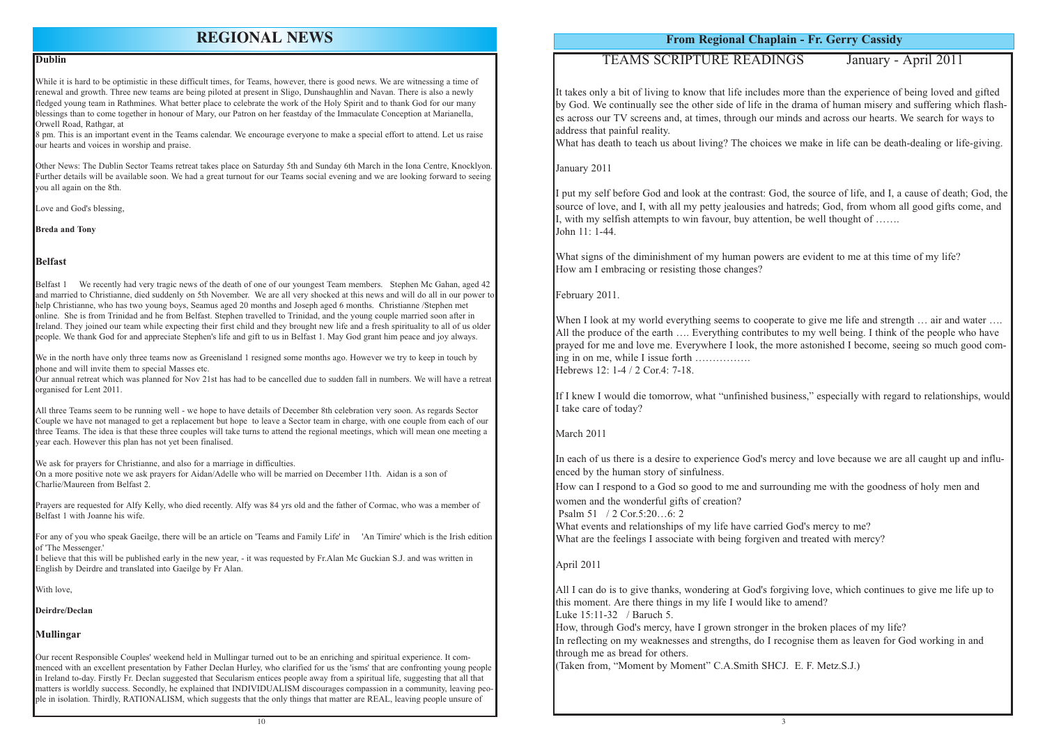# REGIONAL NEWS

## Dublin

While it is hard to be optimistic in these difficult times, for Teams, however, there is good news. We are witnessing a time of renewal and growth. Three new teams are being piloted at present in Sligo, Dunshaughlin and Navan. There is also a newly fledged young team in Rathmines. What better place to celebrate the work of the Holy Spirit and to thank God for our many blessings than to come together in honour of Mary, our Patron on her feastday of the Immaculate Conception at Marianella, Orwell Road, Rathgar, at

8 pm. This is an important event in the Teams calendar. We encourage everyone to make a special effort to attend. Let us raise our hearts and voices in worship and praise.

Other News: The Dublin Sector Teams retreat takes place on Saturday 5th and Sunday 6th March in the Iona Centre, Knocklyon. Further details will be available soon. We had a great turnout for our Teams social evening and we are looking forward to seeing you all again on the 8th.

Love and God's blessing,

**Breda and Tony**

## Belfast

Belfast 1 We recently had very tragic news of the death of one of our youngest Team members. Stephen Mc Gahan, aged 42 and married to Christianne, died suddenly on 5th November. We are all very shocked at this news and will do all in our power to help Christianne, who has two young boys, Seamus aged 20 months and Joseph aged 6 months. Christianne /Stephen met online. She is from Trinidad and he from Belfast. Stephen travelled to Trinidad, and the young couple married soon after in Ireland. They joined our team while expecting their first child and they brought new life and a fresh spirituality to all of us older people. We thank God for and appreciate Stephen's life and gift to us in Belfast 1. May God grant him peace and joy always.

We in the north have only three teams now as Greenisland 1 resigned some months ago. However we try to keep in touch by phone and will invite them to special Masses etc.

Our annual retreat which was planned for Nov 21st has had to be cancelled due to sudden fall in numbers. We will have a retreat organised for Lent 2011.

All three Teams seem to be running well - we hope to have details of December 8th celebration very soon. As regards Sector Couple we have not managed to get a replacement but hope to leave a Sector team in charge, with one couple from each of our three Teams. The idea is that these three couples will take turns to attend the regional meetings, which will mean one meeting a year each. However this plan has not yet been finalised.

We ask for prayers for Christianne, and also for a marriage in difficulties.

On a more positive note we ask prayers for Aidan/Adelle who will be married on December 11th. Aidan is a son of Charlie/Maureen from Belfast 2.

Prayers are requested for Alfy Kelly, who died recently. Alfy was 84 yrs old and the father of Cormac, who was a member of Belfast 1 with Joanne his wife.

For any of you who speak Gaeilge, there will be an article on 'Teams and Family Life' in 'An Timire' which is the Irish edition of 'The Messenger.'

I believe that this will be published early in the new year, - it was requested by Fr.Alan Mc Guckian S.J. and was written in English by Deirdre and translated into Gaeilge by Fr Alan.

With love,

**Deirdre/Declan**

## Mullingar

Our recent Responsible Couples' weekend held in Mullingar turned out to be an enriching and spiritual experience. It commenced with an excellent presentation by Father Declan Hurley, who clarified for us the 'isms' that are confronting young people in Ireland to-day. Firstly Fr. Declan suggested that Secularism entices people away from a spiritual life, suggesting that all that matters is worldly success. Secondly, he explained that INDIVIDUALISM discourages compassion in a community, leaving people in isolation. Thirdly, RATIONALISM, which suggests that the only things that matter are REAL, leaving people unsure of

# From Regional Chaplain - Fr. Gerry Cassidy

## TEAMS SCRIPTURE READINGS January - April 2011

It takes only a bit of living to know that life includes more than the experience of being loved and gifted by God. We continually see the other side of life in the drama of human misery and suffering which flashes across our TV screens and, at times, through our minds and across our hearts. We search for ways to address that painful reality.

What has death to teach us about living? The choices we make in life can be death-dealing or life-giving.

January 2011

I put my self before God and look at the contrast: God, the source of life, and I, a cause of death; God, the source of love, and I, with all my petty jealousies and hatreds; God, from whom all good gifts come, and I, with my selfish attempts to win favour, buy attention, be well thought of …….

John 11: 1-44.

What signs of the diminishment of my human powers are evident to me at this time of my life?

How am I embracing or resisting those changes?

February 2011.

When I look at my world everything seems to cooperate to give me life and strength … air and water …. All the produce of the earth …. Everything contributes to my well being. I think of the people who have prayed for me and love me. Everywhere I look, the more astonished I become, seeing so much good coming in on me, while I issue forth …………….

Hebrews 12: 1-4 / 2 Cor.4: 7-18.

If I knew I would die tomorrow, what "unfinished business," especially with regard to relationships, would I take care of today?

March 2011

In each of us there is a desire to experience God's mercy and love because we are all caught up and influenced by the human story of sinfulness.

How can I respond to a God so good to me and surrounding me with the goodness of holy men and women and the wonderful gifts of creation?

Psalm 51 / 2 Cor.5:20…6: 2

What events and relationships of my life have carried God's mercy to me?

What are the feelings I associate with being forgiven and treated with mercy?

April 2011

All I can do is to give thanks, wondering at God's forgiving love, which continues to give me life up to this moment. Are there things in my life I would like to amend?

Luke 15:11-32 / Baruch 5.

How, through God's mercy, have I grown stronger in the broken places of my life?

In reflecting on my weaknesses and strengths, do I recognise them as leaven for God working in and through me as bread for others.

(Taken from, "Moment by Moment" C.A.Smith SHCJ. E. F. Metz.S.J.)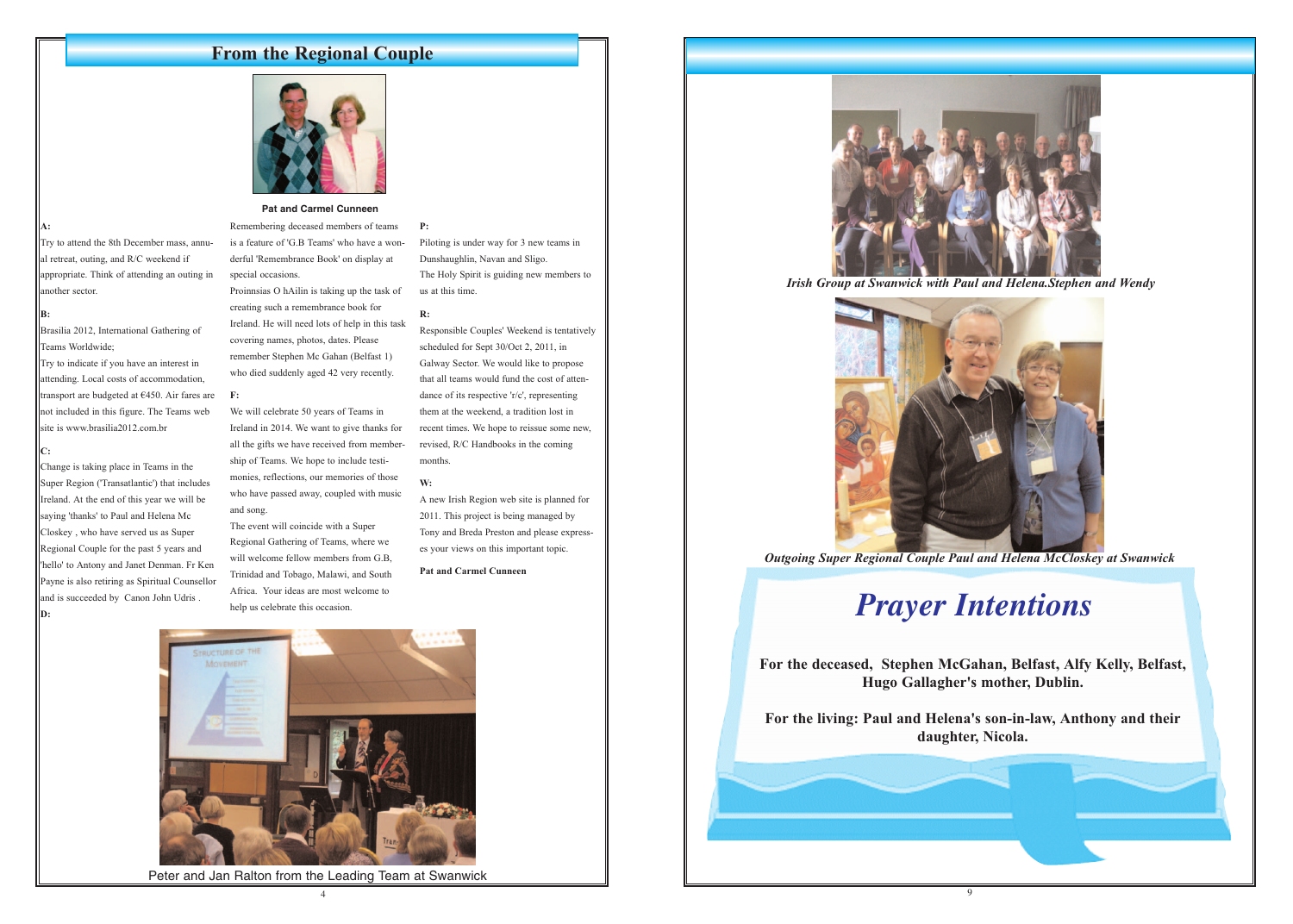## From the Regional Couple

**Pat and Carmel Cunneen**

**A:**

Try to attend the 8th December mass, annual retreat, outing, and R/C weekend if appropriate. Think of attending an outing in another sector.

**B:**

Brasilia 2012, International Gathering of Teams Worldwide;

Try to indicate if you have an interest in attending. Local costs of accommodation, transport are budgeted at €450. Air fares are not included in this figure. The Teams web site is www.brasilia2012.com.br

**C:**

Change is taking place in Teams in the Super Region ('Transatlantic') that includes Ireland. At the end of this year we will be saying 'thanks' to Paul and Helena Mc Closkey , who have served us as Super Regional Couple for the past 5 years and 'hello' to Antony and Janet Denman. Fr Ken Payne is also retiring as Spiritual Counsellor and is succeeded by Canon John Udris .

**D:**

Remembering deceased members of teams is a feature of 'G.B Teams' who have a wonderful 'Remembrance Book' on display at special occasions.

Proinnsias O hAilin is taking up the task of creating such a remembrance book for Ireland. He will need lots of help in this task covering names, photos, dates. Please remember Stephen Mc Gahan (Belfast 1) who died suddenly aged 42 very recently.

**F:**

We will celebrate 50 years of Teams in Ireland in 2014. We want to give thanks for all the gifts we have received from membership of Teams. We hope to include testimonies, reflections, our memories of those who have passed away, coupled with music and song.

The event will coincide with a Super Regional Gathering of Teams, where we will welcome fellow members from G.B, Trinidad and Tobago, Malawi, and South Africa. Your ideas are most welcome to help us celebrate this occasion.

**P:**

Piloting is under way for 3 new teams in Dunshaughlin, Navan and Sligo.

The Holy Spirit is guiding new members to us at this time.

**R:**

Responsible Couples' Weekend is tentatively scheduled for Sept 30/Oct 2, 2011, in Galway Sector. We would like to propose that all teams would fund the cost of attendance of its respective 'r/c', representing them at the weekend, a tradition lost in recent times. We hope to reissue some new, revised, R/C Handbooks in the coming months.

**W:**

A new Irish Region web site is planned for 2011. This project is being managed by Tony and Breda Preston and please express your views on this important topic.

**Pat and Carmel Cunneen**

Peter and Jan Ralton from the Leading Team at Swanwick

*Irish Group at Swanwick with Paul and Helena.Stephen and Wendy*

*Outgoing Super Regional Couple Paul and Helena McCloskey at Swanwick*

# *Prayer Intentions*

**For the deceased, Stephen McGahan, Belfast, Alfy Kelly, Belfast, Hugo Gallagher's mother, Dublin.**

**For the living: Paul and Helena's son-in-law, Anthony and their daughter, Nicola.**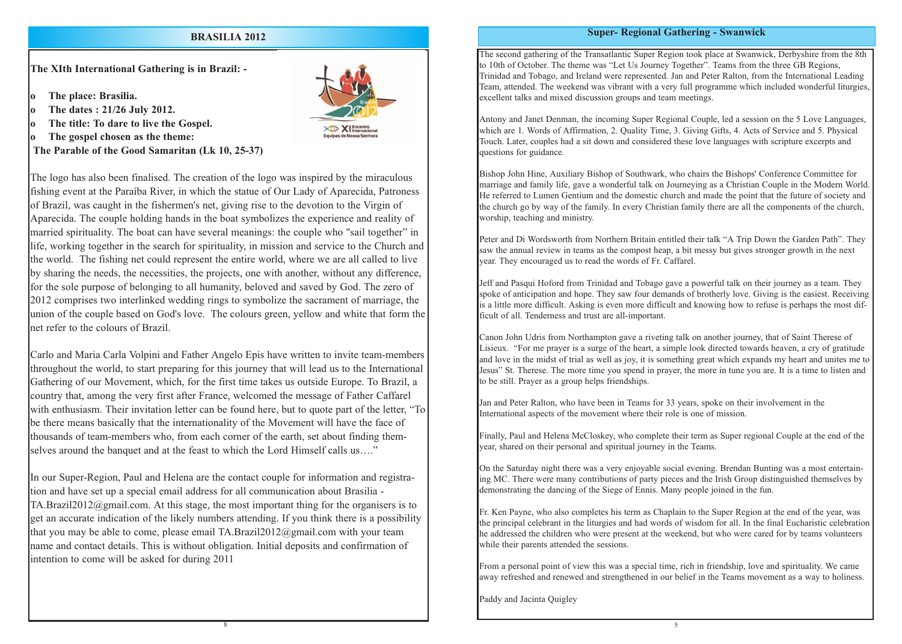## BRASILIA 2012

**The XIth International Gathering is in Brazil: -**

- **The place: Brasilia.**
- **The dates : 21/26 July 2012.**
- **The title: To dare to live the Gospel.**
- **The gospel chosen as the theme:**

**The Parable of the Good Samaritan (Lk 10, 25-37)**

The logo has also been finalised. The creation of the logo was inspired by the miraculous fishing event at the Paraíba River, in which the statue of Our Lady of Aparecida, Patroness of Brazil, was caught in the fishermen's net, giving rise to the devotion to the Virgin of Aparecida. The couple holding hands in the boat symbolizes the experience and reality of married spirituality. The boat can have several meanings: the couple who "sail together" in life, working together in the search for spirituality, in mission and service to the Church and the world. The fishing net could represent the entire world, where we are all called to live by sharing the needs, the necessities, the projects, one with another, without any difference, for the sole purpose of belonging to all humanity, beloved and saved by God. The zero of 2012 comprises two interlinked wedding rings to symbolize the sacrament of marriage, the union of the couple based on God's love. The colours green, yellow and white that form the net refer to the colours of Brazil.

Carlo and Maria Carla Volpini and Father Angelo Epis have written to invite team-members throughout the world, to start preparing for this journey that will lead us to the International Gathering of our Movement, which, for the first time takes us outside Europe. To Brazil, a country that, among the very first after France, welcomed the message of Father Caffarel with enthusiasm. Their invitation letter can be found here, but to quote part of the letter, "To be there means basically that the internationality of the Movement will have the face of thousands of team-members who, from each corner of the earth, set about finding themselves around the banquet and at the feast to which the Lord Himself calls us…."

In our Super-Region, Paul and Helena are the contact couple for information and registration and have set up a special email address for all communication about Brasilia - TA.Brazil2012@gmail.com. At this stage, the most important thing for the organisers is to get an accurate indication of the likely numbers attending. If you think there is a possibility that you may be able to come, please email TA.Brazil2012@gmail.com with your team name and contact details. This is without obligation. Initial deposits and confirmation of intention to come will be asked for during 2011

## Super- Regional Gathering - Swanwick

The second gathering of the Transatlantic Super Region took place at Swanwick, Derbyshire from the 8th to 10th of October. The theme was "Let Us Journey Together". Teams from the three GB Regions, Trinidad and Tobago, and Ireland were represented. Jan and Peter Ralton, from the International Leading Team, attended. The weekend was vibrant with a very full programme which included wonderful liturgies, excellent talks and mixed discussion groups and team meetings.

Antony and Janet Denman, the incoming Super Regional Couple, led a session on the 5 Love Languages, which are 1. Words of Affirmation, 2. Quality Time, 3. Giving Gifts, 4. Acts of Service and 5. Physical Touch. Later, couples had a sit down and considered these love languages with scripture excerpts and questions for guidance.

Bishop John Hine, Auxiliary Bishop of Southwark, who chairs the Bishops' Conference Committee for marriage and family life, gave a wonderful talk on Journeying as a Christian Couple in the Modern World. He referred to Lumen Gentium and the domestic church and made the point that the future of society and the church go by way of the family. In every Christian family there are all the components of the church, worship, teaching and ministry.

Peter and Di Wordsworth from Northern Britain entitled their talk "A Trip Down the Garden Path". They saw the annual review in teams as the compost heap, a bit messy but gives stronger growth in the next year. They encouraged us to read the words of Fr. Caffarel.

Jeff and Pasqui Hoford from Trinidad and Tobago gave a powerful talk on their journey as a team. They spoke of anticipation and hope. They saw four demands of brotherly love. Giving is the easiest. Receiving is a little more difficult. Asking is even more difficult and knowing how to refuse is perhaps the most difficult of all. Tenderness and trust are all-important.

Canon John Udris from Northampton gave a riveting talk on another journey, that of Saint Therese of Lisieux. "For me prayer is a surge of the heart, a simple look directed towards heaven, a cry of gratitude and love in the midst of trial as well as joy, it is something great which expands my heart and unites me to Jesus" St. Therese. The more time you spend in prayer, the more in tune you are. It is a time to listen and to be still. Prayer as a group helps friendships.

Jan and Peter Ralton, who have been in Teams for 33 years, spoke on their involvement in the International aspects of the movement where their role is one of mission.

Finally, Paul and Helena McCloskey, who complete their term as Super regional Couple at the end of the year, shared on their personal and spiritual journey in the Teams.

On the Saturday night there was a very enjoyable social evening. Brendan Bunting was a most entertaining MC. There were many contributions of party pieces and the Irish Group distinguished themselves by demonstrating the dancing of the Siege of Ennis. Many people joined in the fun.

Fr. Ken Payne, who also completes his term as Chaplain to the Super Region at the end of the year, was the principal celebrant in the liturgies and had words of wisdom for all. In the final Eucharistic celebration he addressed the children who were present at the weekend, but who were cared for by teams volunteers while their parents attended the sessions.

From a personal point of view this was a special time, rich in friendship, love and spirituality. We came away refreshed and renewed and strengthened in our belief in the Teams movement as a way to holiness.

Paddy and Jacinta Quigley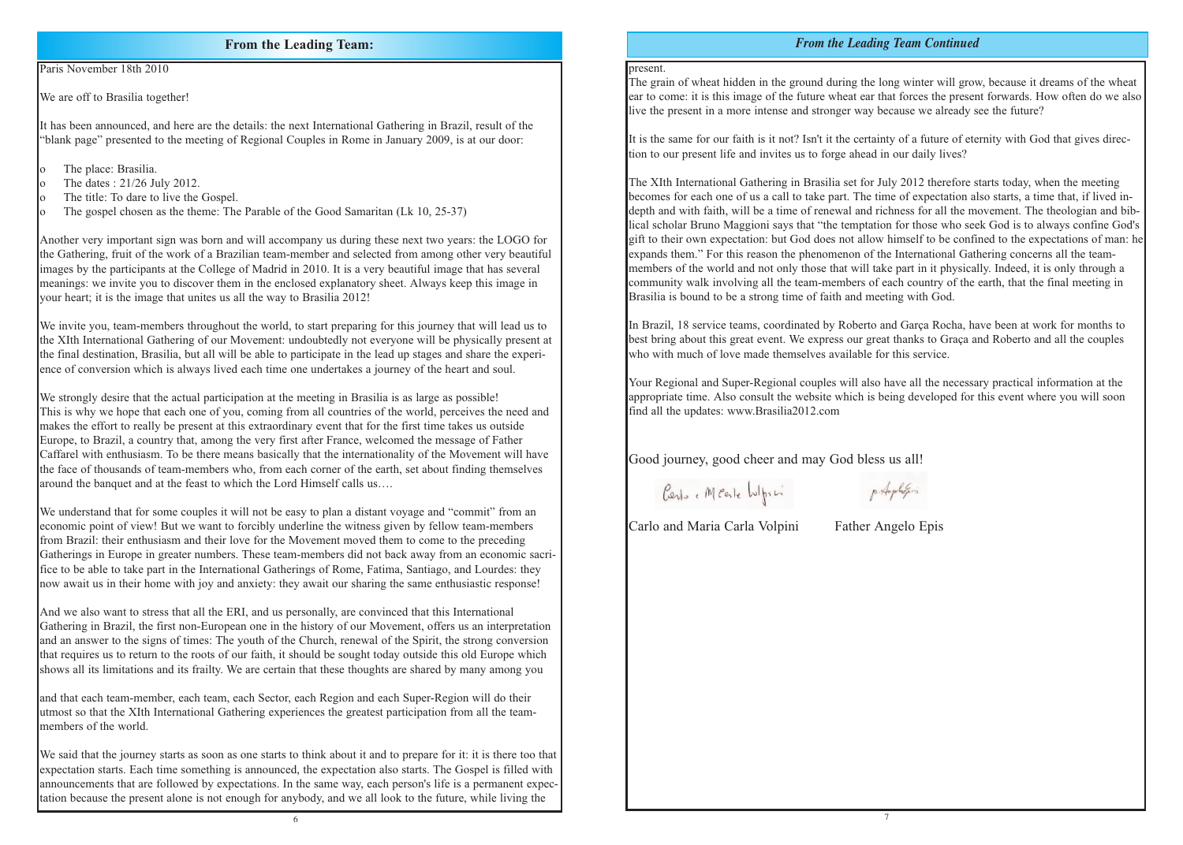## From the Leading Team:

Paris November 18th 2010

We are off to Brasilia together!

It has been announced, and here are the details: the next International Gathering in Brazil, result of the "blank page" presented to the meeting of Regional Couples in Rome in January 2009, is at our door:

- The place: Brasilia.
- The dates : 21/26 July 2012.
- The title: To dare to live the Gospel.
- The gospel chosen as the theme: The Parable of the Good Samaritan (Lk 10, 25-37)

Another very important sign was born and will accompany us during these next two years: the LOGO for the Gathering, fruit of the work of a Brazilian team-member and selected from among other very beautiful images by the participants at the College of Madrid in 2010. It is a very beautiful image that has several meanings: we invite you to discover them in the enclosed explanatory sheet. Always keep this image in your heart; it is the image that unites us all the way to Brasilia 2012!

We invite you, team-members throughout the world, to start preparing for this journey that will lead us to the XIth International Gathering of our Movement: undoubtedly not everyone will be physically present at the final destination, Brasilia, but all will be able to participate in the lead up stages and share the experience of conversion which is always lived each time one undertakes a journey of the heart and soul.

We strongly desire that the actual participation at the meeting in Brasilia is as large as possible! This is why we hope that each one of you, coming from all countries of the world, perceives the need and makes the effort to really be present at this extraordinary event that for the first time takes us outside Europe, to Brazil, a country that, among the very first after France, welcomed the message of Father Caffarel with enthusiasm. To be there means basically that the internationality of the Movement will have the face of thousands of team-members who, from each corner of the earth, set about finding themselves around the banquet and at the feast to which the Lord Himself calls us….

We understand that for some couples it will not be easy to plan a distant voyage and "commit" from an economic point of view! But we want to forcibly underline the witness given by fellow team-members from Brazil: their enthusiasm and their love for the Movement moved them to come to the preceding Gatherings in Europe in greater numbers. These team-members did not back away from an economic sacrifice to be able to take part in the International Gatherings of Rome, Fatima, Santiago, and Lourdes: they now await us in their home with joy and anxiety: they await our sharing the same enthusiastic response!

And we also want to stress that all the ERI, and us personally, are convinced that this International Gathering in Brazil, the first non-European one in the history of our Movement, offers us an interpretation and an answer to the signs of times: The youth of the Church, renewal of the Spirit, the strong conversion that requires us to return to the roots of our faith, it should be sought today outside this old Europe which shows all its limitations and its frailty. We are certain that these thoughts are shared by many among you

and that each team-member, each team, each Sector, each Region and each Super-Region will do their utmost so that the XIth International Gathering experiences the greatest participation from all the team-members of the world.

We said that the journey starts as soon as one starts to think about it and to prepare for it: it is there too that expectation starts. Each time something is announced, the expectation also starts. The Gospel is filled with announcements that are followed by expectations. In the same way, each person's life is a permanent expectation because the present alone is not enough for anybody, and we all look to the future, while living the

## *From the Leading Team Continued*

present.

The grain of wheat hidden in the ground during the long winter will grow, because it dreams of the wheat ear to come: it is this image of the future wheat ear that forces the present forwards. How often do we also live the present in a more intense and stronger way because we already see the future?

It is the same for our faith is it not? Isn't it the certainty of a future of eternity with God that gives direction to our present life and invites us to forge ahead in our daily lives?

The XIth International Gathering in Brasilia set for July 2012 therefore starts today, when the meeting becomes for each one of us a call to take part. The time of expectation also starts, a time that, if lived in-depth and with faith, will be a time of renewal and richness for all the movement. The theologian and biblical scholar Bruno Maggioni says that "the temptation for those who seek God is to always confine God's gift to their own expectation: but God does not allow himself to be confined to the expectations of man: he expands them." For this reason the phenomenon of the International Gathering concerns all the team-members of the world and not only those that will take part in it physically. Indeed, it is only through a community walk involving all the team-members of each country of the earth, that the final meeting in Brasilia is bound to be a strong time of faith and meeting with God.

In Brazil, 18 service teams, coordinated by Roberto and Garça Rocha, have been at work for months to best bring about this great event. We express our great thanks to Graça and Roberto and all the couples who with much of love made themselves available for this service.

Your Regional and Super-Regional couples will also have all the necessary practical information at the appropriate time. Also consult the website which is being developed for this event where you will soon find all the updates: www.Brasilia2012.com

Good journey, good cheer and may God bless us all!

Carlo and Maria Carla Volpini          Father Angelo Epis